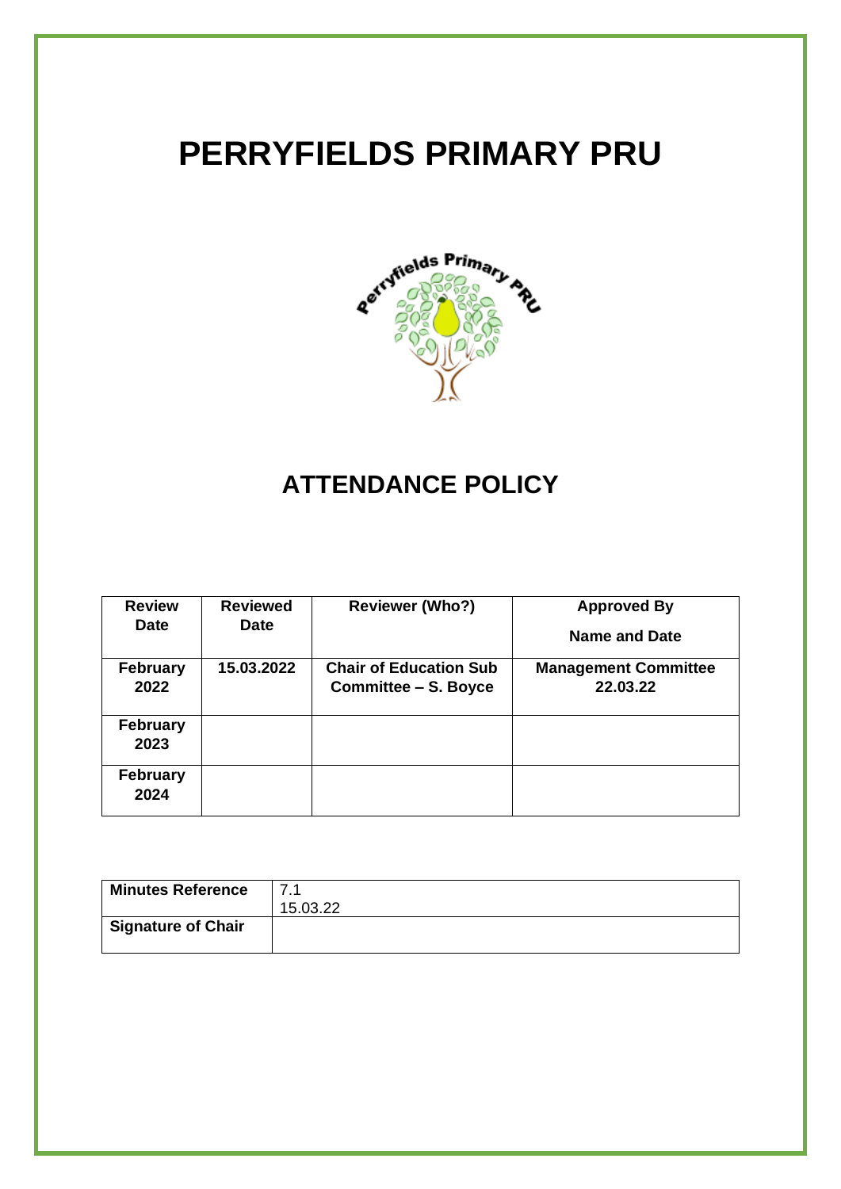# PERRYFIELDS PRIMARY PRU

## ATTENDANCE POLICY

| Review Date | Reviewed Date | Reviewer (Who?) | Approved By Name and Date |
|---|---|---|---|
| February 2022 | 15.03.2022 | Chair of Education Sub Committee – S. Boyce | Management Committee 22.03.22 |
| February 2023 | | | |
| February 2024 | | | |

| Minutes Reference | 7.1 15.03.22 |
|---|---|
| Signature of Chair | |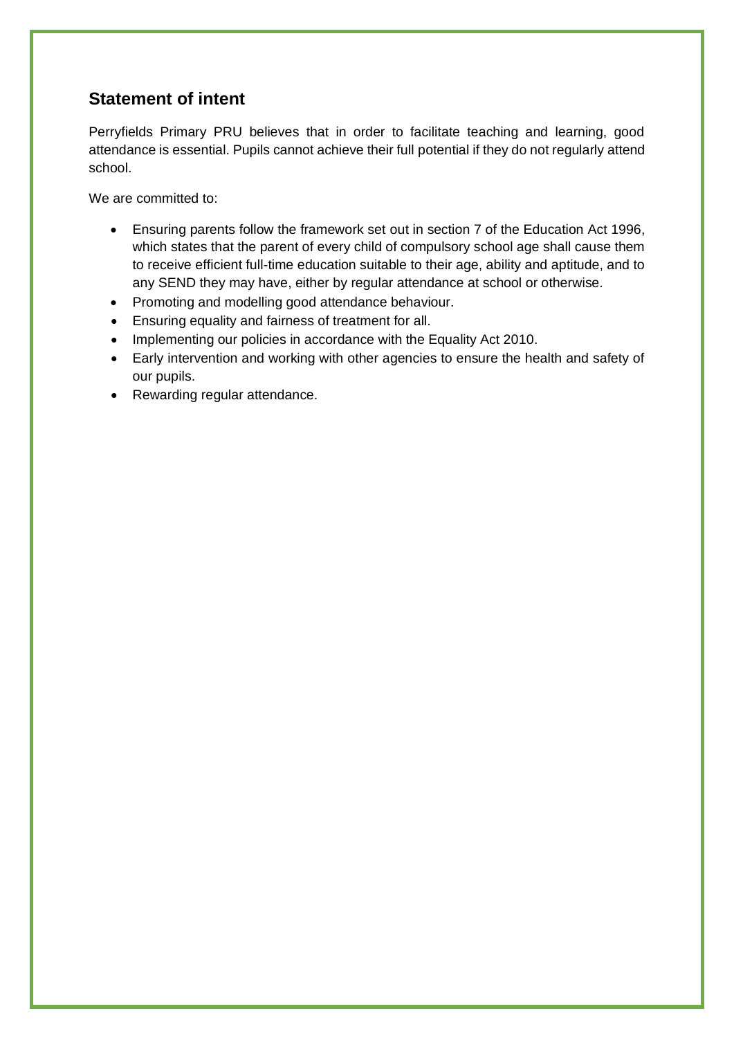## Statement of intent

Perryfields Primary PRU believes that in order to facilitate teaching and learning, good attendance is essential. Pupils cannot achieve their full potential if they do not regularly attend school.

We are committed to:

- Ensuring parents follow the framework set out in section 7 of the Education Act 1996, which states that the parent of every child of compulsory school age shall cause them to receive efficient full-time education suitable to their age, ability and aptitude, and to any SEND they may have, either by regular attendance at school or otherwise.
- Promoting and modelling good attendance behaviour.
- Ensuring equality and fairness of treatment for all.
- Implementing our policies in accordance with the Equality Act 2010.
- Early intervention and working with other agencies to ensure the health and safety of our pupils.
- Rewarding regular attendance.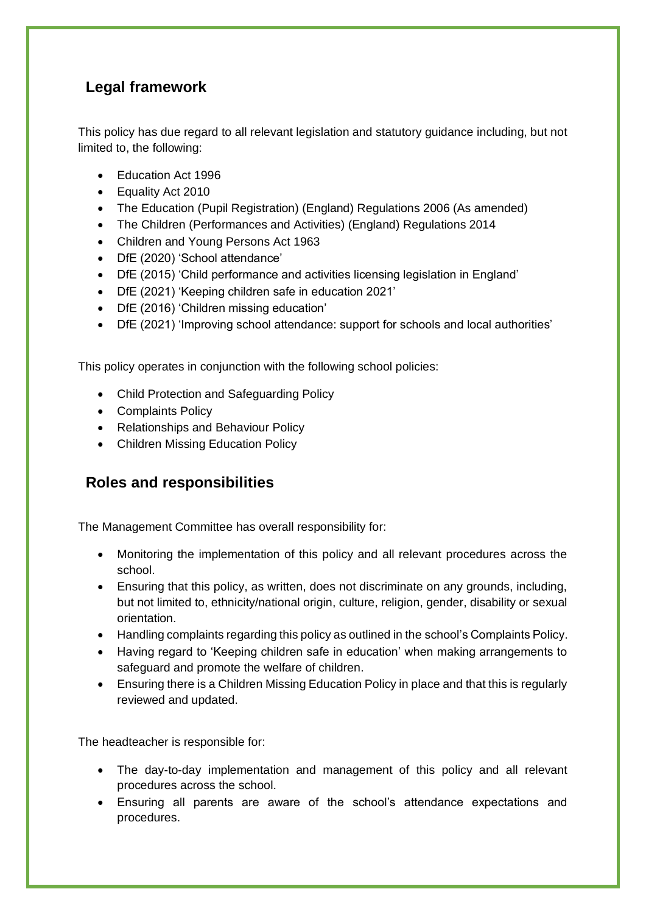## Legal framework

This policy has due regard to all relevant legislation and statutory guidance including, but not limited to, the following:

- Education Act 1996
- Equality Act 2010
- The Education (Pupil Registration) (England) Regulations 2006 (As amended)
- The Children (Performances and Activities) (England) Regulations 2014
- Children and Young Persons Act 1963
- DfE (2020) 'School attendance'
- DfE (2015) 'Child performance and activities licensing legislation in England'
- DfE (2021) 'Keeping children safe in education 2021'
- DfE (2016) 'Children missing education'
- DfE (2021) 'Improving school attendance: support for schools and local authorities'

This policy operates in conjunction with the following school policies:

- Child Protection and Safeguarding Policy
- Complaints Policy
- Relationships and Behaviour Policy
- Children Missing Education Policy

## Roles and responsibilities

The Management Committee has overall responsibility for:

- Monitoring the implementation of this policy and all relevant procedures across the school.
- Ensuring that this policy, as written, does not discriminate on any grounds, including, but not limited to, ethnicity/national origin, culture, religion, gender, disability or sexual orientation.
- Handling complaints regarding this policy as outlined in the school's Complaints Policy.
- Having regard to 'Keeping children safe in education' when making arrangements to safeguard and promote the welfare of children.
- Ensuring there is a Children Missing Education Policy in place and that this is regularly reviewed and updated.

The headteacher is responsible for:

- The day-to-day implementation and management of this policy and all relevant procedures across the school.
- Ensuring all parents are aware of the school's attendance expectations and procedures.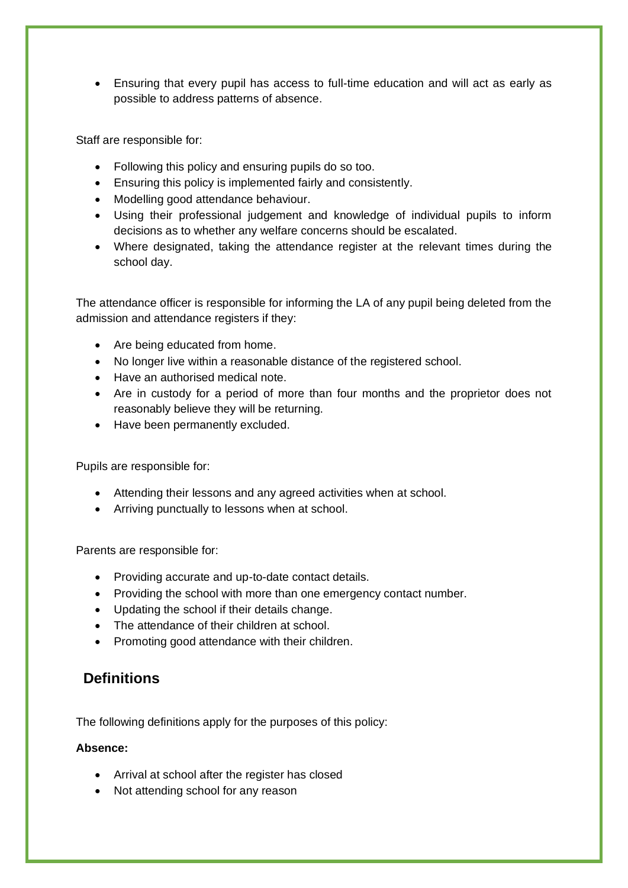- Ensuring that every pupil has access to full-time education and will act as early as possible to address patterns of absence.

Staff are responsible for:

- Following this policy and ensuring pupils do so too.
- Ensuring this policy is implemented fairly and consistently.
- Modelling good attendance behaviour.
- Using their professional judgement and knowledge of individual pupils to inform decisions as to whether any welfare concerns should be escalated.
- Where designated, taking the attendance register at the relevant times during the school day.

The attendance officer is responsible for informing the LA of any pupil being deleted from the admission and attendance registers if they:

- Are being educated from home.
- No longer live within a reasonable distance of the registered school.
- Have an authorised medical note.
- Are in custody for a period of more than four months and the proprietor does not reasonably believe they will be returning.
- Have been permanently excluded.

Pupils are responsible for:

- Attending their lessons and any agreed activities when at school.
- Arriving punctually to lessons when at school.

Parents are responsible for:

- Providing accurate and up-to-date contact details.
- Providing the school with more than one emergency contact number.
- Updating the school if their details change.
- The attendance of their children at school.
- Promoting good attendance with their children.

## Definitions

The following definitions apply for the purposes of this policy:

**Absence:**

- Arrival at school after the register has closed
- Not attending school for any reason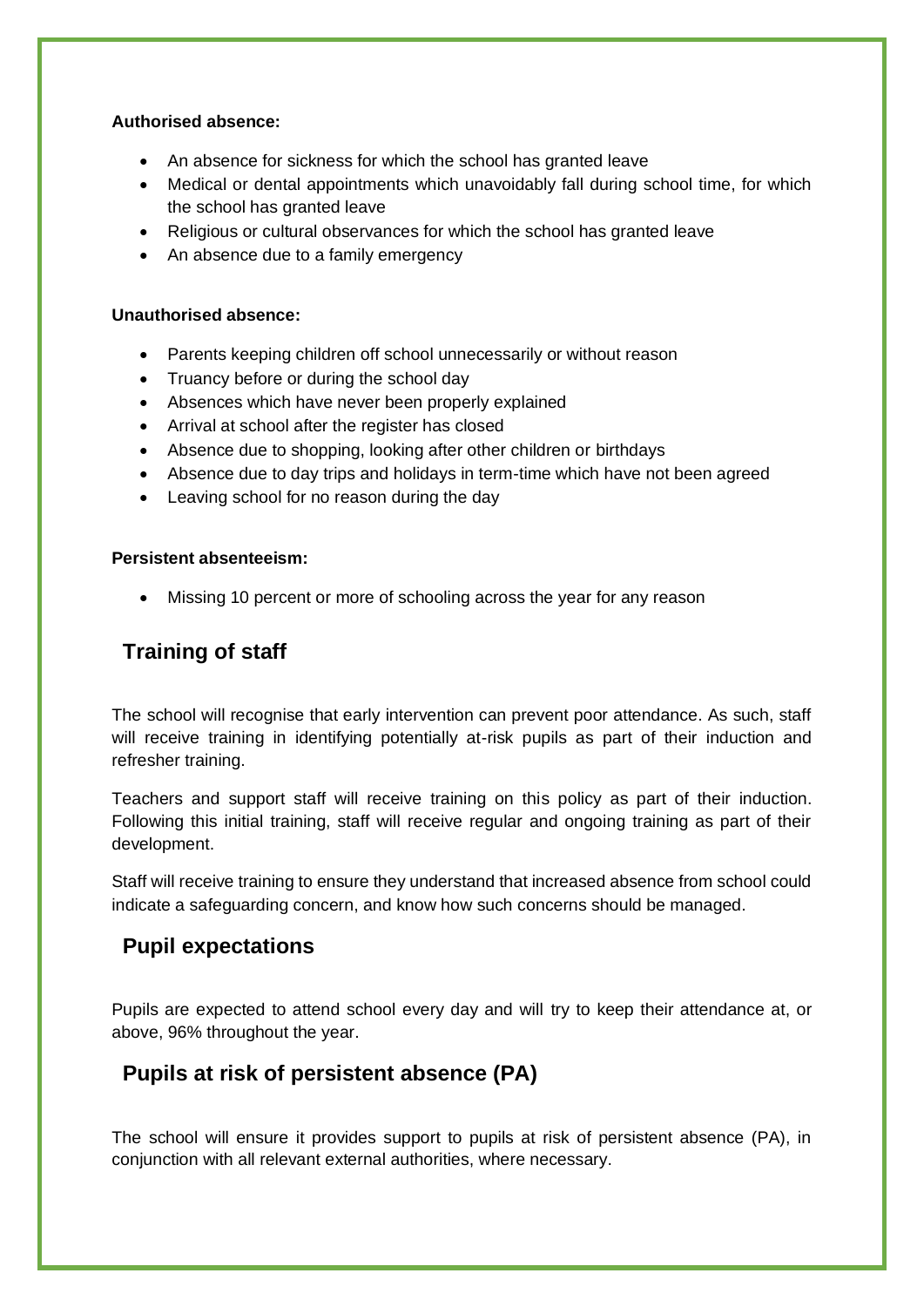**Authorised absence:**

- An absence for sickness for which the school has granted leave
- Medical or dental appointments which unavoidably fall during school time, for which the school has granted leave
- Religious or cultural observances for which the school has granted leave
- An absence due to a family emergency

**Unauthorised absence:**

- Parents keeping children off school unnecessarily or without reason
- Truancy before or during the school day
- Absences which have never been properly explained
- Arrival at school after the register has closed
- Absence due to shopping, looking after other children or birthdays
- Absence due to day trips and holidays in term-time which have not been agreed
- Leaving school for no reason during the day

**Persistent absenteeism:**

- Missing 10 percent or more of schooling across the year for any reason

## Training of staff

The school will recognise that early intervention can prevent poor attendance. As such, staff will receive training in identifying potentially at-risk pupils as part of their induction and refresher training.

Teachers and support staff will receive training on this policy as part of their induction. Following this initial training, staff will receive regular and ongoing training as part of their development.

Staff will receive training to ensure they understand that increased absence from school could indicate a safeguarding concern, and know how such concerns should be managed.

## Pupil expectations

Pupils are expected to attend school every day and will try to keep their attendance at, or above, 96% throughout the year.

## Pupils at risk of persistent absence (PA)

The school will ensure it provides support to pupils at risk of persistent absence (PA), in conjunction with all relevant external authorities, where necessary.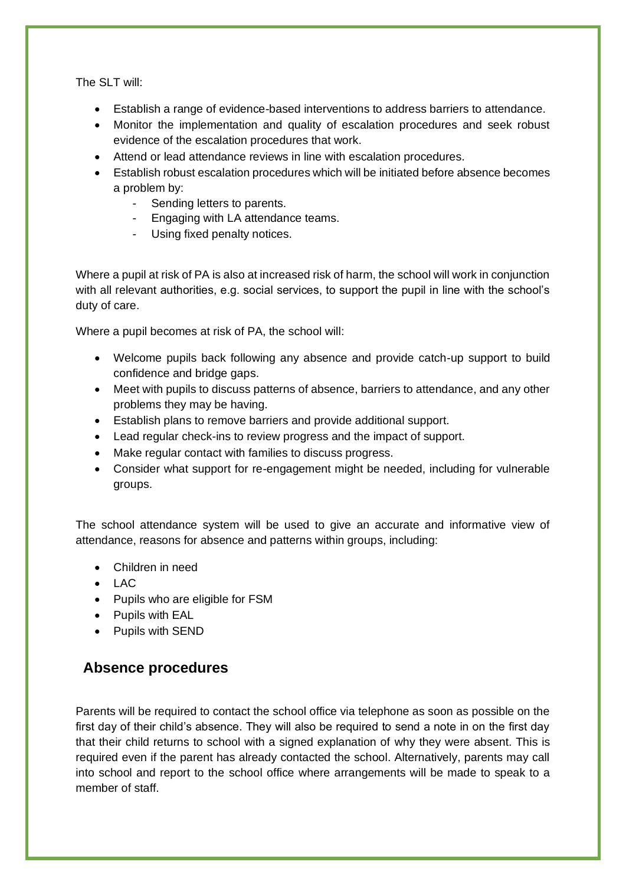The SLT will:

- Establish a range of evidence-based interventions to address barriers to attendance.
- Monitor the implementation and quality of escalation procedures and seek robust evidence of the escalation procedures that work.
- Attend or lead attendance reviews in line with escalation procedures.
- Establish robust escalation procedures which will be initiated before absence becomes a problem by:
  - Sending letters to parents.
  - Engaging with LA attendance teams.
  - Using fixed penalty notices.

Where a pupil at risk of PA is also at increased risk of harm, the school will work in conjunction with all relevant authorities, e.g. social services, to support the pupil in line with the school's duty of care.

Where a pupil becomes at risk of PA, the school will:

- Welcome pupils back following any absence and provide catch-up support to build confidence and bridge gaps.
- Meet with pupils to discuss patterns of absence, barriers to attendance, and any other problems they may be having.
- Establish plans to remove barriers and provide additional support.
- Lead regular check-ins to review progress and the impact of support.
- Make regular contact with families to discuss progress.
- Consider what support for re-engagement might be needed, including for vulnerable groups.

The school attendance system will be used to give an accurate and informative view of attendance, reasons for absence and patterns within groups, including:

- Children in need
- LAC
- Pupils who are eligible for FSM
- Pupils with EAL
- Pupils with SEND

## Absence procedures

Parents will be required to contact the school office via telephone as soon as possible on the first day of their child's absence. They will also be required to send a note in on the first day that their child returns to school with a signed explanation of why they were absent. This is required even if the parent has already contacted the school. Alternatively, parents may call into school and report to the school office where arrangements will be made to speak to a member of staff.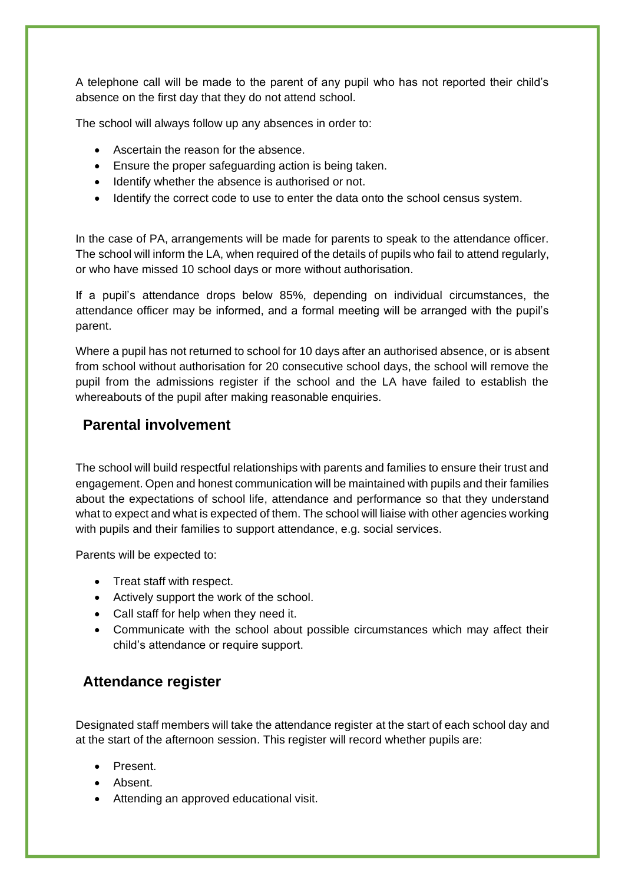A telephone call will be made to the parent of any pupil who has not reported their child's absence on the first day that they do not attend school.

The school will always follow up any absences in order to:

- Ascertain the reason for the absence.
- Ensure the proper safeguarding action is being taken.
- Identify whether the absence is authorised or not.
- Identify the correct code to use to enter the data onto the school census system.

In the case of PA, arrangements will be made for parents to speak to the attendance officer. The school will inform the LA, when required of the details of pupils who fail to attend regularly, or who have missed 10 school days or more without authorisation.

If a pupil's attendance drops below 85%, depending on individual circumstances, the attendance officer may be informed, and a formal meeting will be arranged with the pupil's parent.

Where a pupil has not returned to school for 10 days after an authorised absence, or is absent from school without authorisation for 20 consecutive school days, the school will remove the pupil from the admissions register if the school and the LA have failed to establish the whereabouts of the pupil after making reasonable enquiries.

## Parental involvement

The school will build respectful relationships with parents and families to ensure their trust and engagement. Open and honest communication will be maintained with pupils and their families about the expectations of school life, attendance and performance so that they understand what to expect and what is expected of them. The school will liaise with other agencies working with pupils and their families to support attendance, e.g. social services.

Parents will be expected to:

- Treat staff with respect.
- Actively support the work of the school.
- Call staff for help when they need it.
- Communicate with the school about possible circumstances which may affect their child's attendance or require support.

## Attendance register

Designated staff members will take the attendance register at the start of each school day and at the start of the afternoon session. This register will record whether pupils are:

- Present.
- Absent.
- Attending an approved educational visit.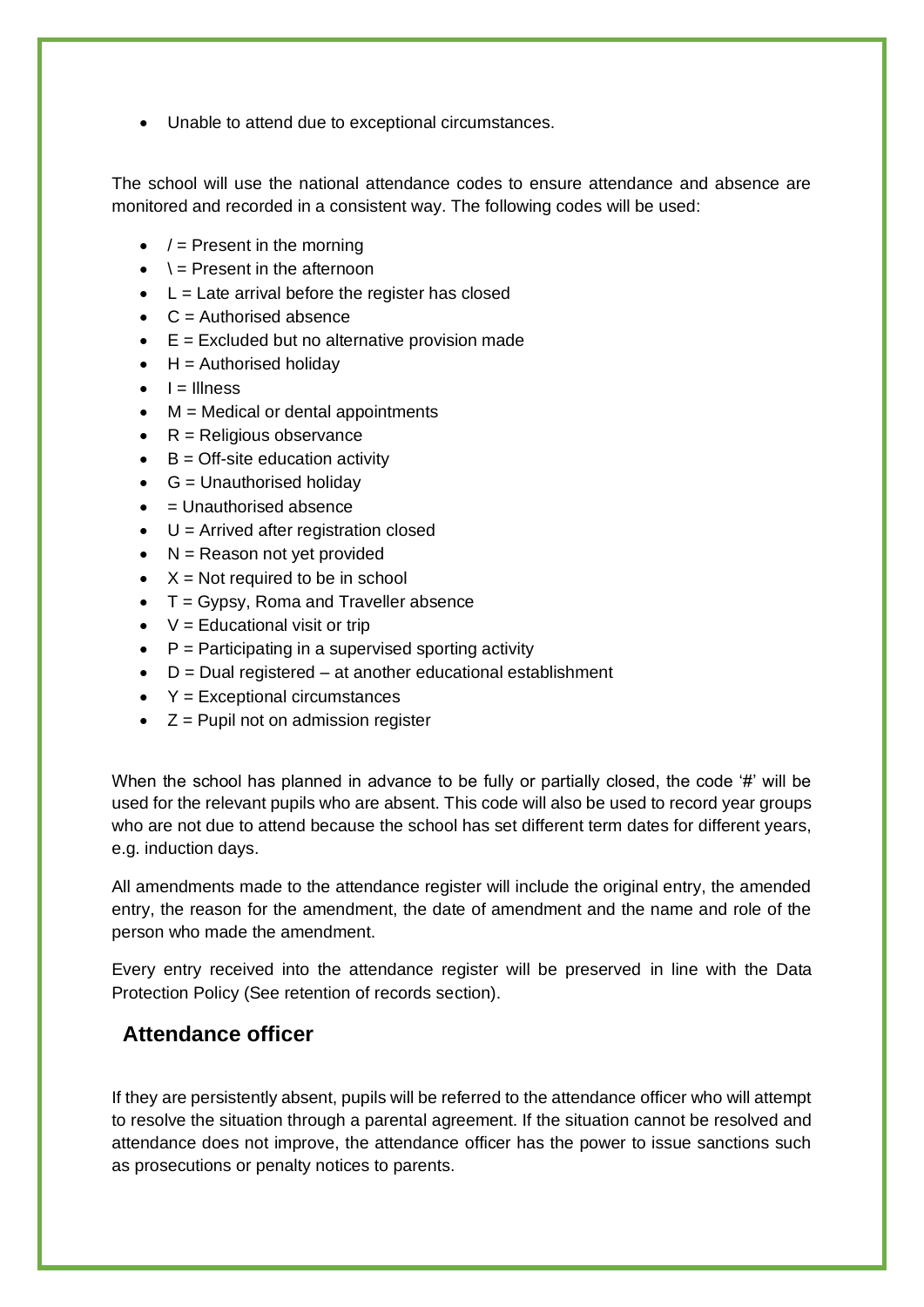- Unable to attend due to exceptional circumstances.

The school will use the national attendance codes to ensure attendance and absence are monitored and recorded in a consistent way. The following codes will be used:

- / = Present in the morning
- \ = Present in the afternoon
- L = Late arrival before the register has closed
- C = Authorised absence
- E = Excluded but no alternative provision made
- H = Authorised holiday
- I = Illness
- M = Medical or dental appointments
- R = Religious observance
- B = Off-site education activity
- G = Unauthorised holiday
- = Unauthorised absence
- U = Arrived after registration closed
- N = Reason not yet provided
- X = Not required to be in school
- T = Gypsy, Roma and Traveller absence
- V = Educational visit or trip
- P = Participating in a supervised sporting activity
- D = Dual registered – at another educational establishment
- Y = Exceptional circumstances
- Z = Pupil not on admission register

When the school has planned in advance to be fully or partially closed, the code '#' will be used for the relevant pupils who are absent. This code will also be used to record year groups who are not due to attend because the school has set different term dates for different years, e.g. induction days.

All amendments made to the attendance register will include the original entry, the amended entry, the reason for the amendment, the date of amendment and the name and role of the person who made the amendment.

Every entry received into the attendance register will be preserved in line with the Data Protection Policy (See retention of records section).

## Attendance officer

If they are persistently absent, pupils will be referred to the attendance officer who will attempt to resolve the situation through a parental agreement. If the situation cannot be resolved and attendance does not improve, the attendance officer has the power to issue sanctions such as prosecutions or penalty notices to parents.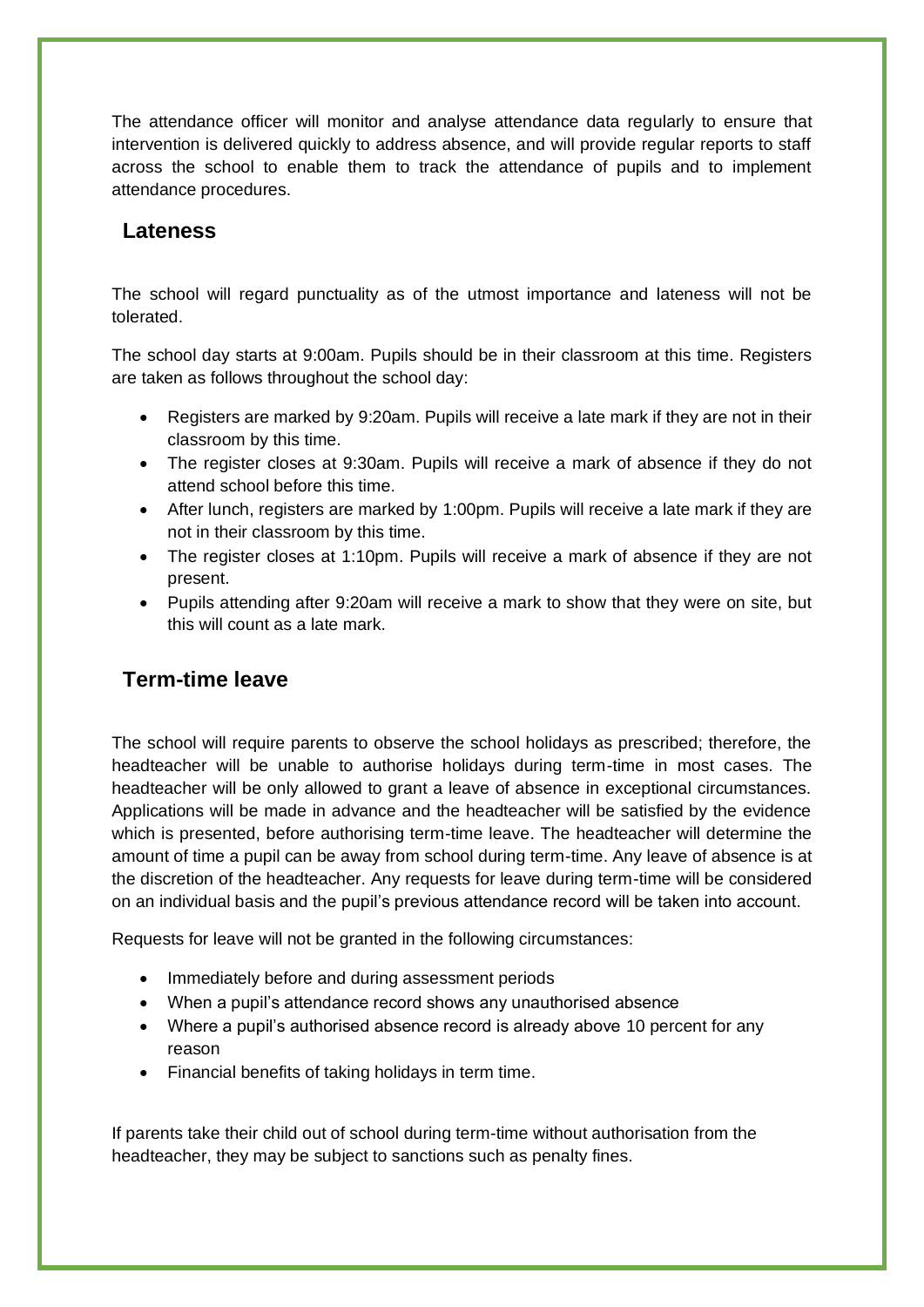The attendance officer will monitor and analyse attendance data regularly to ensure that intervention is delivered quickly to address absence, and will provide regular reports to staff across the school to enable them to track the attendance of pupils and to implement attendance procedures.

## Lateness

The school will regard punctuality as of the utmost importance and lateness will not be tolerated.

The school day starts at 9:00am. Pupils should be in their classroom at this time. Registers are taken as follows throughout the school day:

- Registers are marked by 9:20am. Pupils will receive a late mark if they are not in their classroom by this time.
- The register closes at 9:30am. Pupils will receive a mark of absence if they do not attend school before this time.
- After lunch, registers are marked by 1:00pm. Pupils will receive a late mark if they are not in their classroom by this time.
- The register closes at 1:10pm. Pupils will receive a mark of absence if they are not present.
- Pupils attending after 9:20am will receive a mark to show that they were on site, but this will count as a late mark.

## Term-time leave

The school will require parents to observe the school holidays as prescribed; therefore, the headteacher will be unable to authorise holidays during term-time in most cases. The headteacher will be only allowed to grant a leave of absence in exceptional circumstances. Applications will be made in advance and the headteacher will be satisfied by the evidence which is presented, before authorising term-time leave. The headteacher will determine the amount of time a pupil can be away from school during term-time. Any leave of absence is at the discretion of the headteacher. Any requests for leave during term-time will be considered on an individual basis and the pupil's previous attendance record will be taken into account.

Requests for leave will not be granted in the following circumstances:

- Immediately before and during assessment periods
- When a pupil's attendance record shows any unauthorised absence
- Where a pupil's authorised absence record is already above 10 percent for any reason
- Financial benefits of taking holidays in term time.

If parents take their child out of school during term-time without authorisation from the headteacher, they may be subject to sanctions such as penalty fines.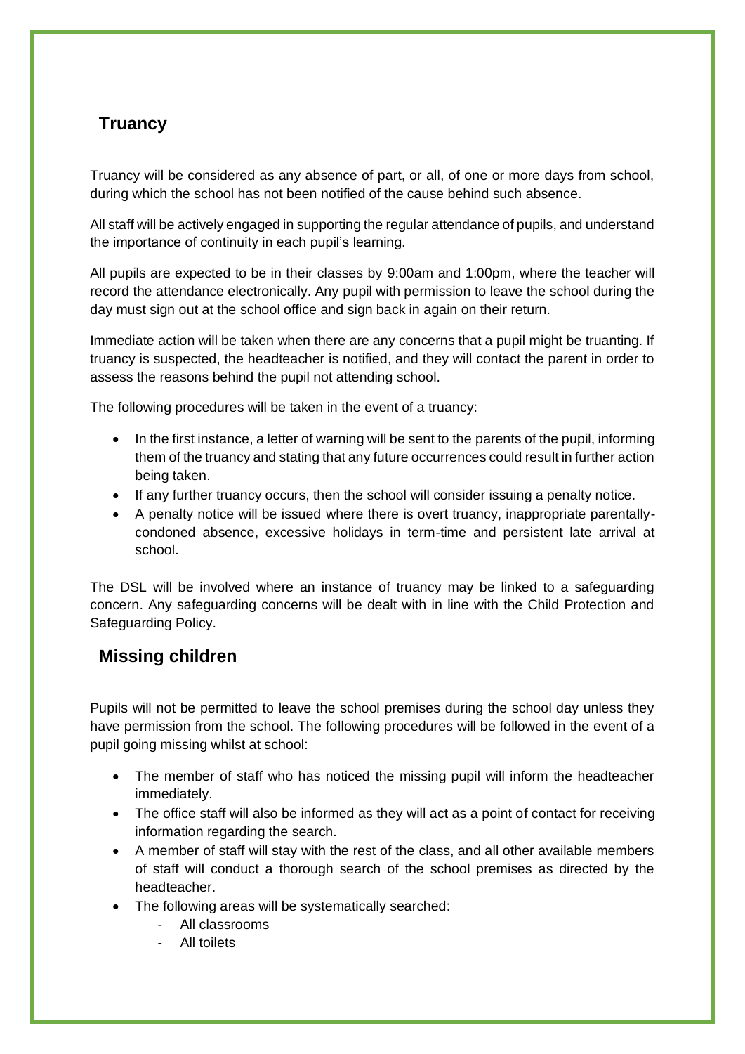## Truancy

Truancy will be considered as any absence of part, or all, of one or more days from school, during which the school has not been notified of the cause behind such absence.

All staff will be actively engaged in supporting the regular attendance of pupils, and understand the importance of continuity in each pupil's learning.

All pupils are expected to be in their classes by 9:00am and 1:00pm, where the teacher will record the attendance electronically. Any pupil with permission to leave the school during the day must sign out at the school office and sign back in again on their return.

Immediate action will be taken when there are any concerns that a pupil might be truanting. If truancy is suspected, the headteacher is notified, and they will contact the parent in order to assess the reasons behind the pupil not attending school.

The following procedures will be taken in the event of a truancy:

- In the first instance, a letter of warning will be sent to the parents of the pupil, informing them of the truancy and stating that any future occurrences could result in further action being taken.
- If any further truancy occurs, then the school will consider issuing a penalty notice.
- A penalty notice will be issued where there is overt truancy, inappropriate parentally-condoned absence, excessive holidays in term-time and persistent late arrival at school.

The DSL will be involved where an instance of truancy may be linked to a safeguarding concern. Any safeguarding concerns will be dealt with in line with the Child Protection and Safeguarding Policy.

## Missing children

Pupils will not be permitted to leave the school premises during the school day unless they have permission from the school. The following procedures will be followed in the event of a pupil going missing whilst at school:

- The member of staff who has noticed the missing pupil will inform the headteacher immediately.
- The office staff will also be informed as they will act as a point of contact for receiving information regarding the search.
- A member of staff will stay with the rest of the class, and all other available members of staff will conduct a thorough search of the school premises as directed by the headteacher.
- The following areas will be systematically searched:
  - All classrooms
  - All toilets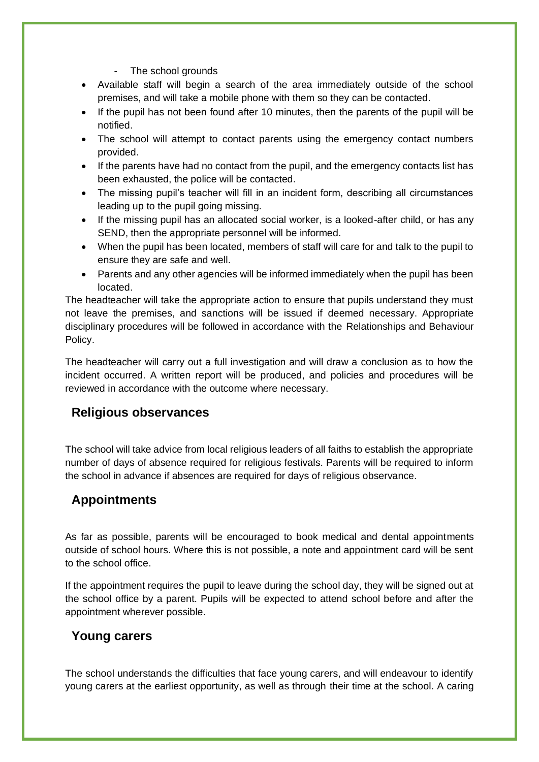- The school grounds

- Available staff will begin a search of the area immediately outside of the school premises, and will take a mobile phone with them so they can be contacted.
- If the pupil has not been found after 10 minutes, then the parents of the pupil will be notified.
- The school will attempt to contact parents using the emergency contact numbers provided.
- If the parents have had no contact from the pupil, and the emergency contacts list has been exhausted, the police will be contacted.
- The missing pupil's teacher will fill in an incident form, describing all circumstances leading up to the pupil going missing.
- If the missing pupil has an allocated social worker, is a looked-after child, or has any SEND, then the appropriate personnel will be informed.
- When the pupil has been located, members of staff will care for and talk to the pupil to ensure they are safe and well.
- Parents and any other agencies will be informed immediately when the pupil has been located.

The headteacher will take the appropriate action to ensure that pupils understand they must not leave the premises, and sanctions will be issued if deemed necessary. Appropriate disciplinary procedures will be followed in accordance with the Relationships and Behaviour Policy.

The headteacher will carry out a full investigation and will draw a conclusion as to how the incident occurred. A written report will be produced, and policies and procedures will be reviewed in accordance with the outcome where necessary.

## Religious observances

The school will take advice from local religious leaders of all faiths to establish the appropriate number of days of absence required for religious festivals. Parents will be required to inform the school in advance if absences are required for days of religious observance.

## Appointments

As far as possible, parents will be encouraged to book medical and dental appointments outside of school hours. Where this is not possible, a note and appointment card will be sent to the school office.

If the appointment requires the pupil to leave during the school day, they will be signed out at the school office by a parent. Pupils will be expected to attend school before and after the appointment wherever possible.

## Young carers

The school understands the difficulties that face young carers, and will endeavour to identify young carers at the earliest opportunity, as well as through their time at the school. A caring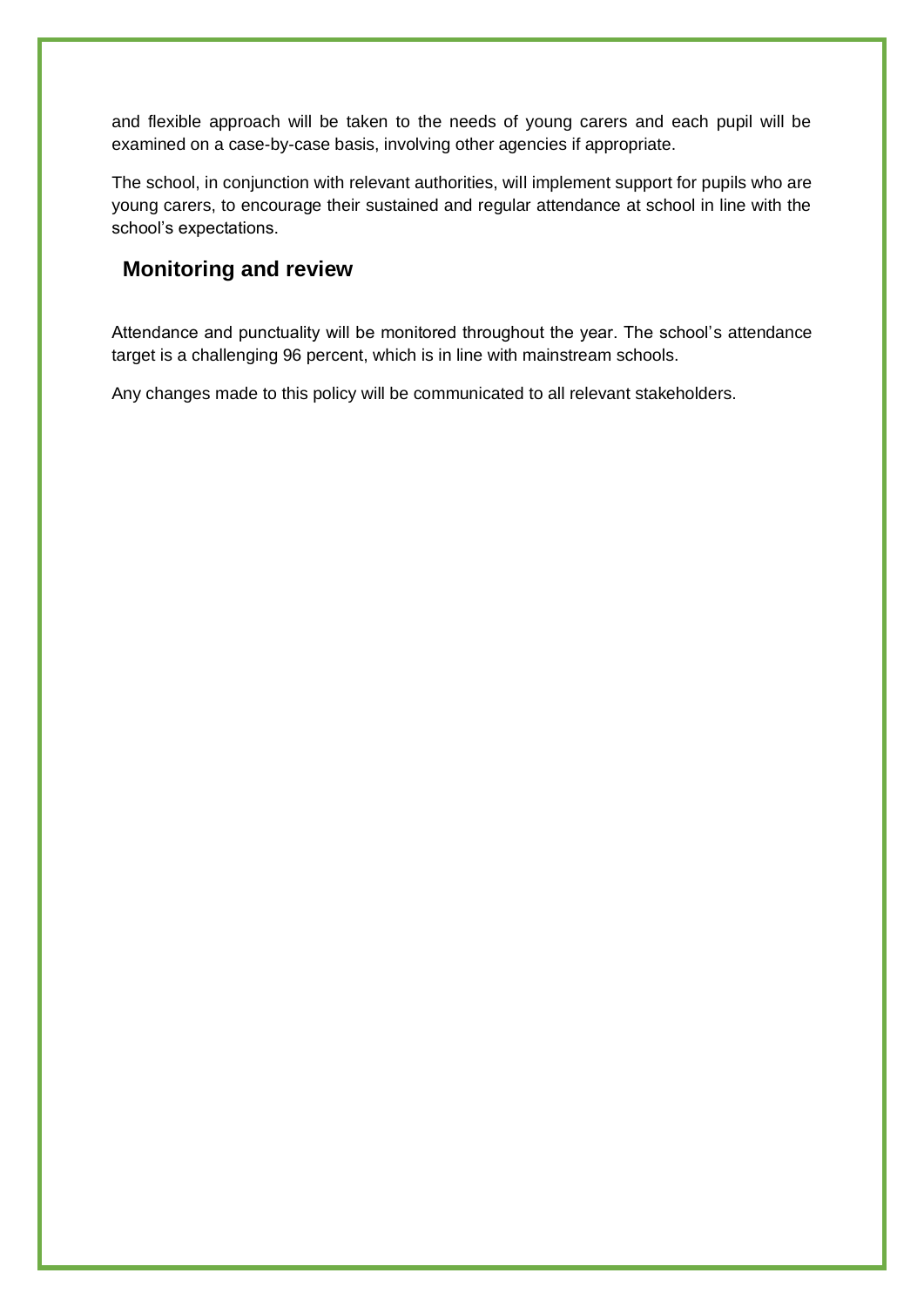and flexible approach will be taken to the needs of young carers and each pupil will be examined on a case-by-case basis, involving other agencies if appropriate.

The school, in conjunction with relevant authorities, will implement support for pupils who are young carers, to encourage their sustained and regular attendance at school in line with the school's expectations.

## Monitoring and review

Attendance and punctuality will be monitored throughout the year. The school's attendance target is a challenging 96 percent, which is in line with mainstream schools.

Any changes made to this policy will be communicated to all relevant stakeholders.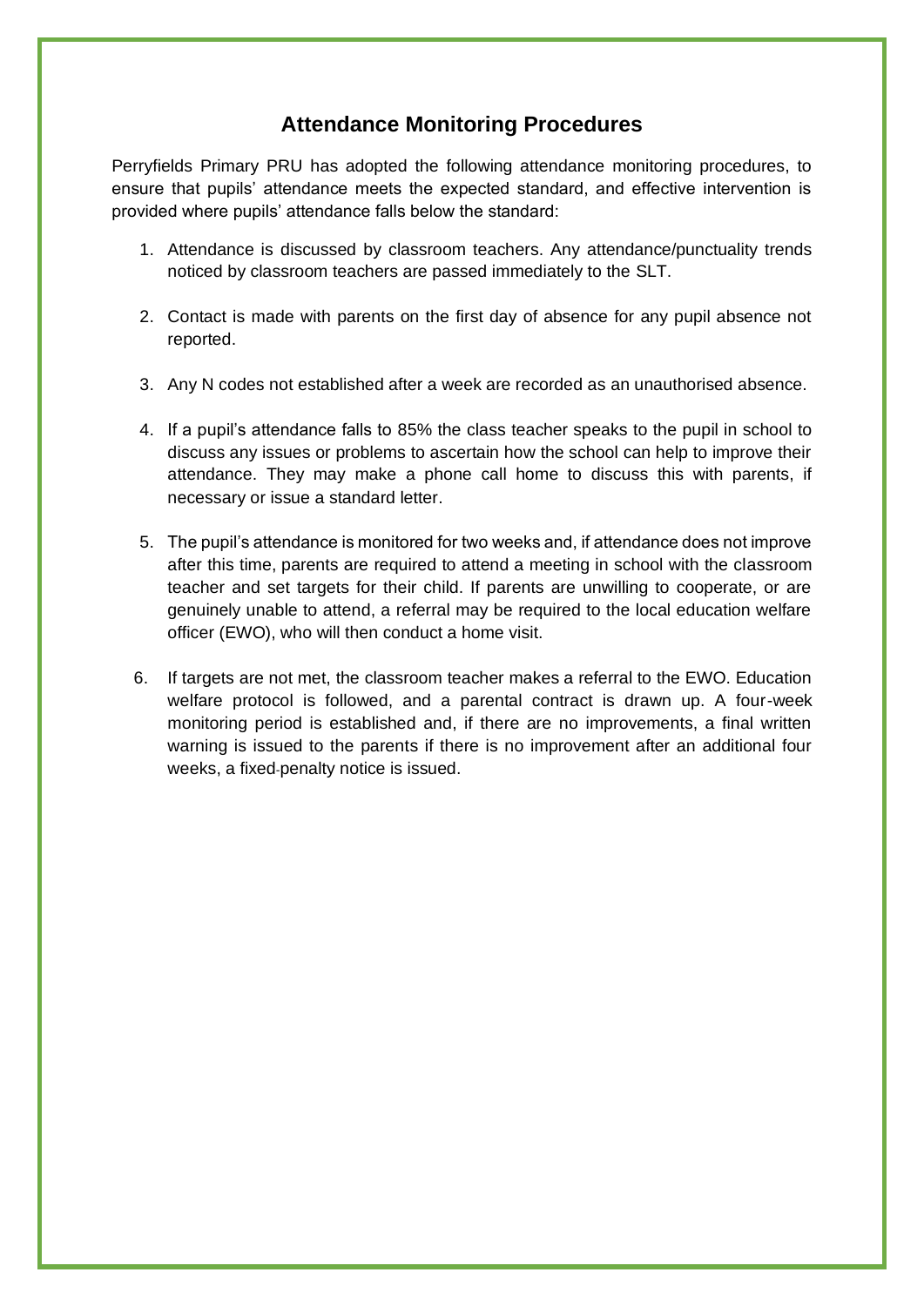## Attendance Monitoring Procedures

Perryfields Primary PRU has adopted the following attendance monitoring procedures, to ensure that pupils' attendance meets the expected standard, and effective intervention is provided where pupils' attendance falls below the standard:

1. Attendance is discussed by classroom teachers. Any attendance/punctuality trends noticed by classroom teachers are passed immediately to the SLT.

2. Contact is made with parents on the first day of absence for any pupil absence not reported.

3. Any N codes not established after a week are recorded as an unauthorised absence.

4. If a pupil's attendance falls to 85% the class teacher speaks to the pupil in school to discuss any issues or problems to ascertain how the school can help to improve their attendance. They may make a phone call home to discuss this with parents, if necessary or issue a standard letter.

5. The pupil's attendance is monitored for two weeks and, if attendance does not improve after this time, parents are required to attend a meeting in school with the classroom teacher and set targets for their child. If parents are unwilling to cooperate, or are genuinely unable to attend, a referral may be required to the local education welfare officer (EWO), who will then conduct a home visit.

6. If targets are not met, the classroom teacher makes a referral to the EWO. Education welfare protocol is followed, and a parental contract is drawn up. A four-week monitoring period is established and, if there are no improvements, a final written warning is issued to the parents if there is no improvement after an additional four weeks, a fixed-penalty notice is issued.